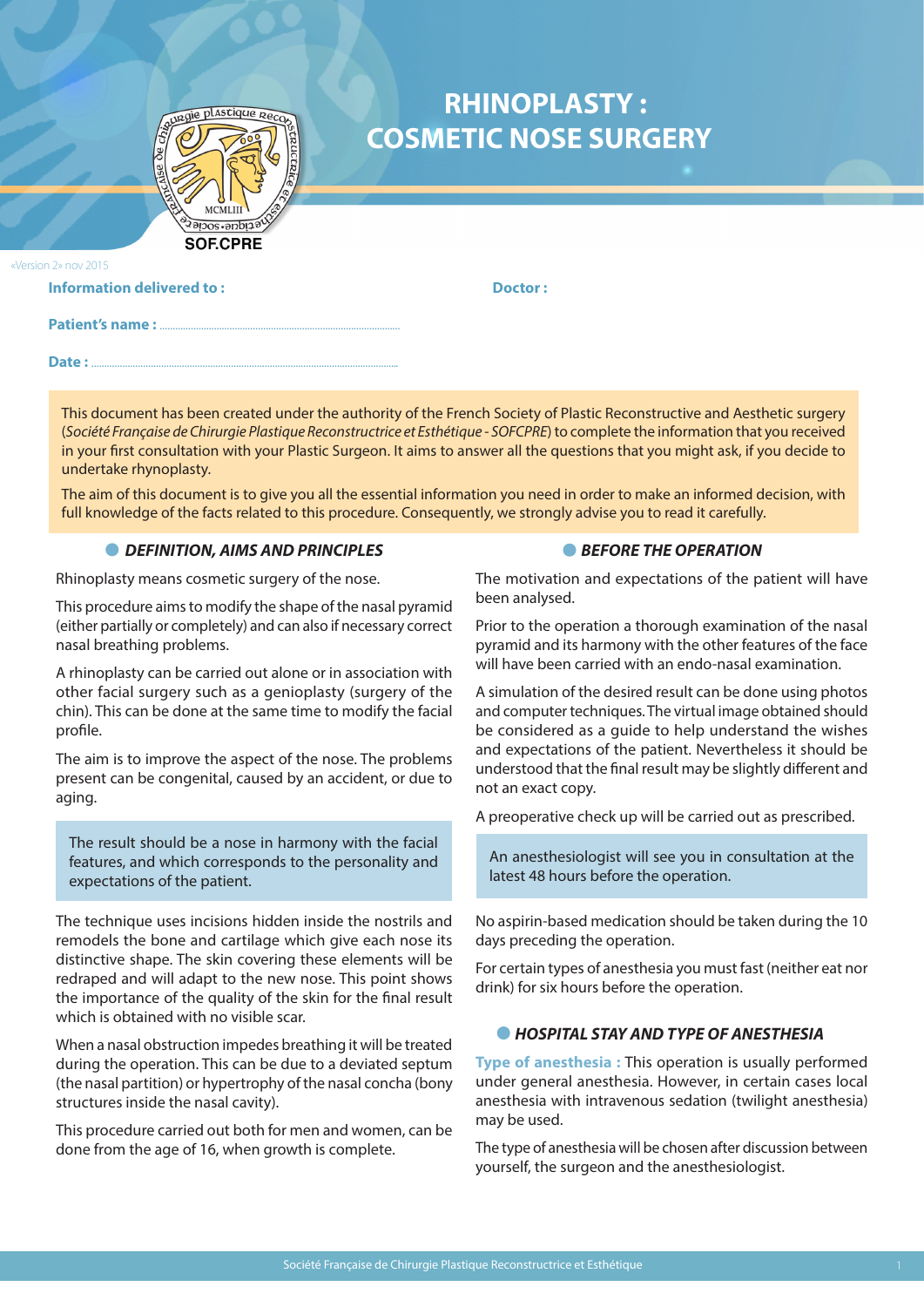# RHINOPLASTY : COSMETIC NOSE SURGERY

«Version 2» nov 2015

**Information delivered to :**

**Doctor :**

**Patient's name :** ..........................................................................................

**Date :** ..........................................................................................................

This document has been created under the authority of the French Society of Plastic Reconstructive and Aesthetic surgery (*Société Française de Chirurgie Plastique Reconstructrice et Esthétique - SOFCPRE*) to complete the information that you received in your first consultation with your Plastic Surgeon. It aims to answer all the questions that you might ask, if you decide to undertake rhynoplasty.

The aim of this document is to give you all the essential information you need in order to make an informed decision, with full knowledge of the facts related to this procedure. Consequently, we strongly advise you to read it carefully.

## DEFINITION, AIMS AND PRINCIPLES

Rhinoplasty means cosmetic surgery of the nose.

This procedure aims to modify the shape of the nasal pyramid (either partially or completely) and can also if necessary correct nasal breathing problems.

A rhinoplasty can be carried out alone or in association with other facial surgery such as a genioplasty (surgery of the chin). This can be done at the same time to modify the facial profile.

The aim is to improve the aspect of the nose. The problems present can be congenital, caused by an accident, or due to aging.

The result should be a nose in harmony with the facial features, and which corresponds to the personality and expectations of the patient.

The technique uses incisions hidden inside the nostrils and remodels the bone and cartilage which give each nose its distinctive shape. The skin covering these elements will be redraped and will adapt to the new nose. This point shows the importance of the quality of the skin for the final result which is obtained with no visible scar.

When a nasal obstruction impedes breathing it will be treated during the operation. This can be due to a deviated septum (the nasal partition) or hypertrophy of the nasal concha (bony structures inside the nasal cavity).

This procedure carried out both for men and women, can be done from the age of 16, when growth is complete.

## BEFORE THE OPERATION

The motivation and expectations of the patient will have been analysed.

Prior to the operation a thorough examination of the nasal pyramid and its harmony with the other features of the face will have been carried with an endo-nasal examination.

A simulation of the desired result can be done using photos and computer techniques. The virtual image obtained should be considered as a guide to help understand the wishes and expectations of the patient. Nevertheless it should be understood that the final result may be slightly different and not an exact copy.

A preoperative check up will be carried out as prescribed.

An anesthesiologist will see you in consultation at the latest 48 hours before the operation.

No aspirin-based medication should be taken during the 10 days preceding the operation.

For certain types of anesthesia you must fast (neither eat nor drink) for six hours before the operation.

## HOSPITAL STAY AND TYPE OF ANESTHESIA

**Type of anesthesia :** This operation is usually performed under general anesthesia. However, in certain cases local anesthesia with intravenous sedation (twilight anesthesia) may be used.

The type of anesthesia will be chosen after discussion between yourself, the surgeon and the anesthesiologist.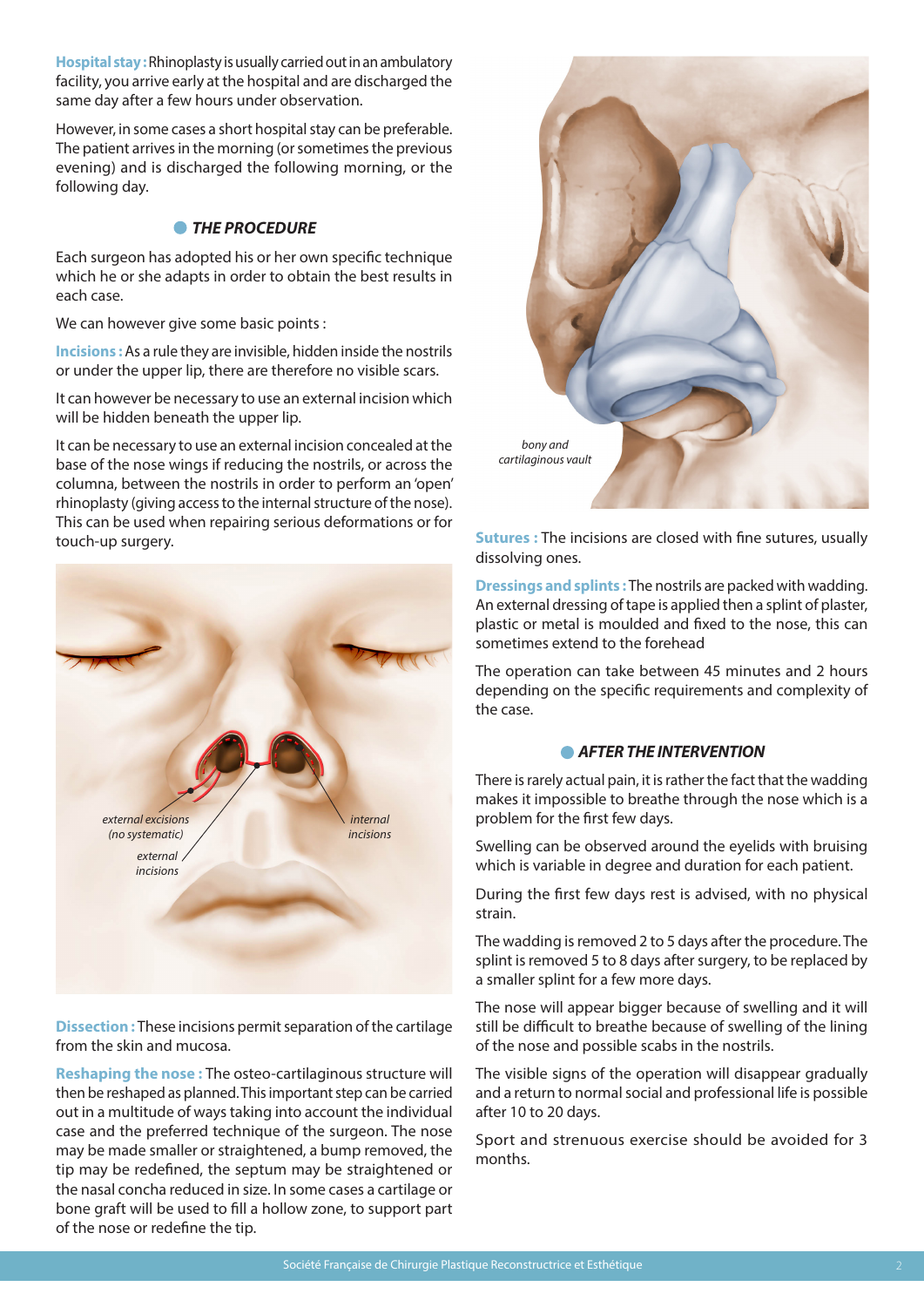**Hospital stay :** Rhinoplasty is usually carried out in an ambulatory facility, you arrive early at the hospital and are discharged the same day after a few hours under observation.

However, in some cases a short hospital stay can be preferable. The patient arrives in the morning (or sometimes the previous evening) and is discharged the following morning, or the following day.

## THE PROCEDURE

Each surgeon has adopted his or her own specific technique which he or she adapts in order to obtain the best results in each case.

We can however give some basic points :

**Incisions :** As a rule they are invisible, hidden inside the nostrils or under the upper lip, there are therefore no visible scars.

It can however be necessary to use an external incision which will be hidden beneath the upper lip.

It can be necessary to use an external incision concealed at the base of the nose wings if reducing the nostrils, or across the columna, between the nostrils in order to perform an 'open' rhinoplasty (giving access to the internal structure of the nose). This can be used when repairing serious deformations or for touch-up surgery.

*external excisions (no systematic)*

*external incisions*

*internal incisions*

**Dissection :** These incisions permit separation of the cartilage from the skin and mucosa.

**Reshaping the nose :** The osteo-cartilaginous structure will then be reshaped as planned. This important step can be carried out in a multitude of ways taking into account the individual case and the preferred technique of the surgeon. The nose may be made smaller or straightened, a bump removed, the tip may be redefined, the septum may be straightened or the nasal concha reduced in size. In some cases a cartilage or bone graft will be used to fill a hollow zone, to support part of the nose or redefine the tip.

*bony and cartilaginous vault*

**Sutures :** The incisions are closed with fine sutures, usually dissolving ones.

**Dressings and splints :** The nostrils are packed with wadding. An external dressing of tape is applied then a splint of plaster, plastic or metal is moulded and fixed to the nose, this can sometimes extend to the forehead

The operation can take between 45 minutes and 2 hours depending on the specific requirements and complexity of the case.

## AFTER THE INTERVENTION

There is rarely actual pain, it is rather the fact that the wadding makes it impossible to breathe through the nose which is a problem for the first few days.

Swelling can be observed around the eyelids with bruising which is variable in degree and duration for each patient.

During the first few days rest is advised, with no physical strain.

The wadding is removed 2 to 5 days after the procedure. The splint is removed 5 to 8 days after surgery, to be replaced by a smaller splint for a few more days.

The nose will appear bigger because of swelling and it will still be difficult to breathe because of swelling of the lining of the nose and possible scabs in the nostrils.

The visible signs of the operation will disappear gradually and a return to normal social and professional life is possible after 10 to 20 days.

Sport and strenuous exercise should be avoided for 3 months.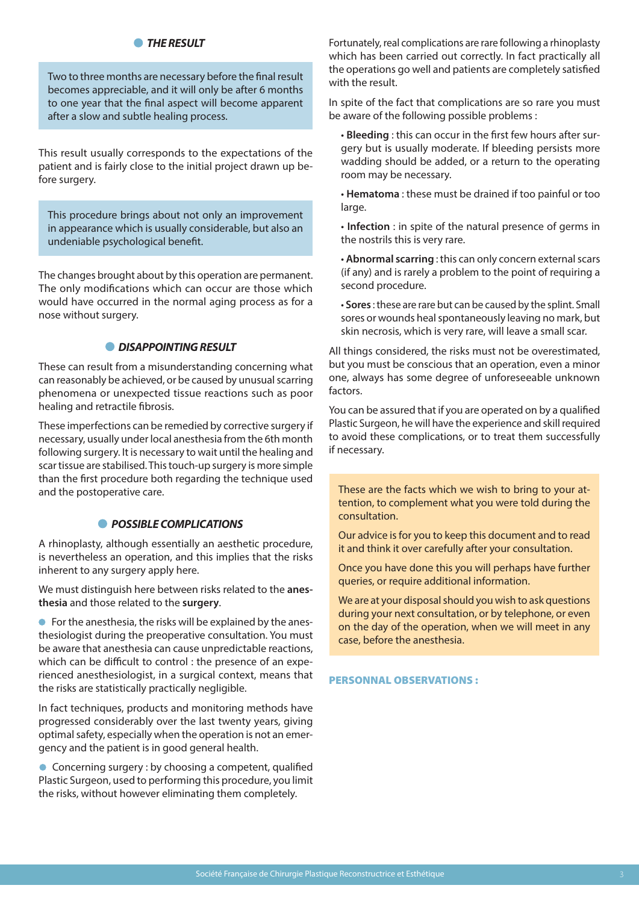## THE RESULT

Two to three months are necessary before the final result becomes appreciable, and it will only be after 6 months to one year that the final aspect will become apparent after a slow and subtle healing process.

This result usually corresponds to the expectations of the patient and is fairly close to the initial project drawn up before surgery.

This procedure brings about not only an improvement in appearance which is usually considerable, but also an undeniable psychological benefit.

The changes brought about by this operation are permanent. The only modifications which can occur are those which would have occurred in the normal aging process as for a nose without surgery.

## DISAPPOINTING RESULT

These can result from a misunderstanding concerning what can reasonably be achieved, or be caused by unusual scarring phenomena or unexpected tissue reactions such as poor healing and retractile fibrosis.

These imperfections can be remedied by corrective surgery if necessary, usually under local anesthesia from the 6th month following surgery. It is necessary to wait until the healing and scar tissue are stabilised. This touch-up surgery is more simple than the first procedure both regarding the technique used and the postoperative care.

## POSSIBLE COMPLICATIONS

A rhinoplasty, although essentially an aesthetic procedure, is nevertheless an operation, and this implies that the risks inherent to any surgery apply here.

We must distinguish here between risks related to the **anesthesia** and those related to the **surgery**.

- For the anesthesia, the risks will be explained by the anesthesiologist during the preoperative consultation. You must be aware that anesthesia can cause unpredictable reactions, which can be difficult to control : the presence of an experienced anesthesiologist, in a surgical context, means that the risks are statistically practically negligible.

In fact techniques, products and monitoring methods have progressed considerably over the last twenty years, giving optimal safety, especially when the operation is not an emergency and the patient is in good general health.

- Concerning surgery : by choosing a competent, qualified Plastic Surgeon, used to performing this procedure, you limit the risks, without however eliminating them completely.

Fortunately, real complications are rare following a rhinoplasty which has been carried out correctly. In fact practically all the operations go well and patients are completely satisfied with the result.

In spite of the fact that complications are so rare you must be aware of the following possible problems :

- **Bleeding** : this can occur in the first few hours after surgery but is usually moderate. If bleeding persists more wadding should be added, or a return to the operating room may be necessary.
- **Hematoma** : these must be drained if too painful or too large.
- **Infection** : in spite of the natural presence of germs in the nostrils this is very rare.
- **Abnormal scarring** : this can only concern external scars (if any) and is rarely a problem to the point of requiring a second procedure.
- **Sores** : these are rare but can be caused by the splint. Small sores or wounds heal spontaneously leaving no mark, but skin necrosis, which is very rare, will leave a small scar.

All things considered, the risks must not be overestimated, but you must be conscious that an operation, even a minor one, always has some degree of unforeseeable unknown factors.

You can be assured that if you are operated on by a qualified Plastic Surgeon, he will have the experience and skill required to avoid these complications, or to treat them successfully if necessary.

These are the facts which we wish to bring to your attention, to complement what you were told during the consultation.

Our advice is for you to keep this document and to read it and think it over carefully after your consultation.

Once you have done this you will perhaps have further queries, or require additional information.

We are at your disposal should you wish to ask questions during your next consultation, or by telephone, or even on the day of the operation, when we will meet in any case, before the anesthesia.

**PERSONNAL OBSERVATIONS :**